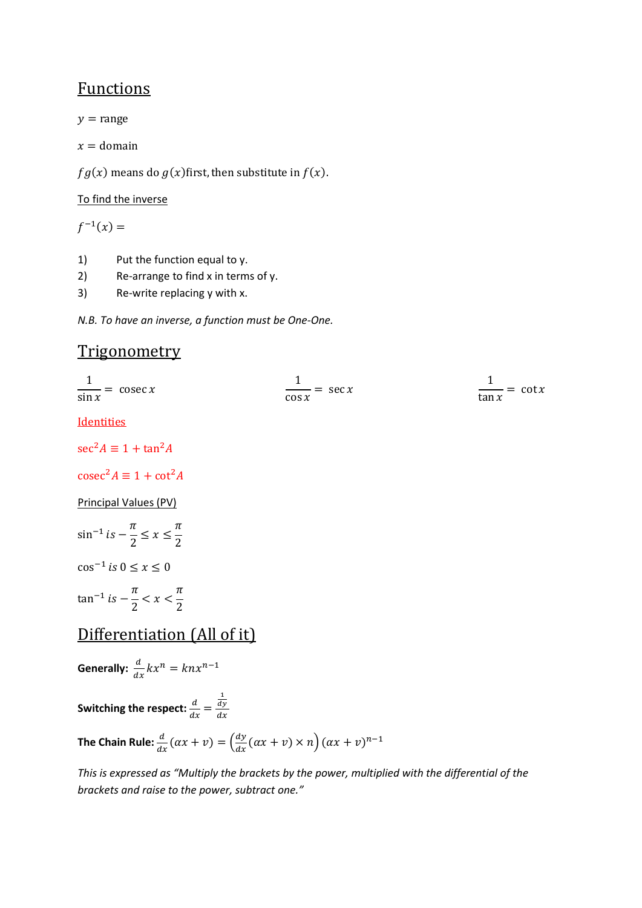# Functions

$y =$ range

$x =$ domain

$fg(x)$ means do $g(x)$ first, then substitute in $f(x)$.

To find the inverse

$f^{-1}(x) =$

1) Put the function equal to y.
2) Re-arrange to find x in terms of y.
3) Re-write replacing y with x.

*N.B. To have an inverse, a function must be One-One.*

# Trigonometry

$\frac{1}{\sin x} = \operatorname{cosec} x$ $\frac{1}{\cos x} = \sec x$ $\frac{1}{\tan x} = \cot x$

Identities

$\sec^2 A \equiv 1 + \tan^2 A$

$\operatorname{cosec}^2 A \equiv 1 + \cot^2 A$

Principal Values (PV)

$\sin^{-1} is -\frac{\pi}{2} \leq x \leq \frac{\pi}{2}$

$\cos^{-1} is\ 0 \leq x \leq 0$

$\tan^{-1} is -\frac{\pi}{2} < x < \frac{\pi}{2}$

# Differentiation (All of it)

**Generally:** $\frac{d}{dx}kx^n = knx^{n-1}$

**Switching the respect:** $\frac{d}{dx} = \frac{\frac{1}{dy}}{dx}$

**The Chain Rule:** $\frac{d}{dx}(\alpha x + v) = \left(\frac{dy}{dx}(\alpha x + v) \times n\right)(\alpha x + v)^{n-1}$

*This is expressed as "Multiply the brackets by the power, multiplied with the differential of the brackets and raise to the power, subtract one."*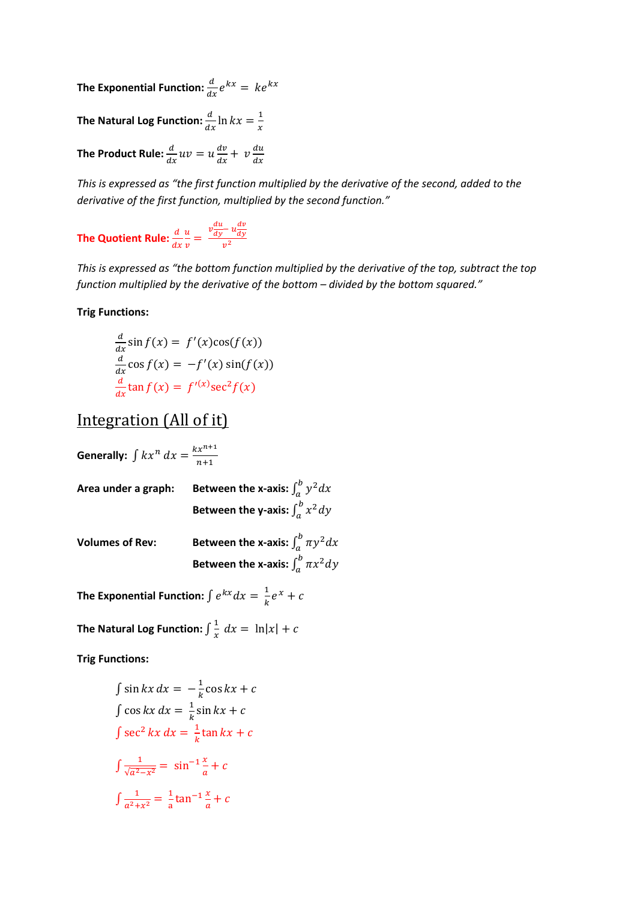**The Exponential Function:** $\frac{d}{dx}e^{kx} = ke^{kx}$

**The Natural Log Function:** $\frac{d}{dx}\ln kx = \frac{1}{x}$

**The Product Rule:** $\frac{d}{dx}uv = u\frac{dv}{dx} + v\frac{du}{dx}$

*This is expressed as "the first function multiplied by the derivative of the second, added to the derivative of the first function, multiplied by the second function."*

**The Quotient Rule:** $\frac{d}{dx}\frac{u}{v} = \frac{v\frac{du}{dy} - u\frac{dv}{dy}}{v^2}$

*This is expressed as "the bottom function multiplied by the derivative of the top, subtract the top function multiplied by the derivative of the bottom – divided by the bottom squared."*

**Trig Functions:**

$$\frac{d}{dx}\sin f(x) = f'(x)\cos(f(x))$$
$$\frac{d}{dx}\cos f(x) = -f'(x)\sin(f(x))$$
$$\frac{d}{dx}\tan f(x) = f'^{(x)}\sec^2 f(x)$$

## Integration (All of it)

**Generally:** $\int kx^n\,dx = \frac{kx^{n+1}}{n+1}$

**Area under a graph:**
- **Between the x-axis:** $\int_a^b y^2 dx$
- **Between the y-axis:** $\int_a^b x^2 dy$

**Volumes of Rev:**
- **Between the x-axis:** $\int_a^b \pi y^2 dx$
- **Between the x-axis:** $\int_a^b \pi x^2 dy$

**The Exponential Function:** $\int e^{kx}dx = \frac{1}{k}e^{x} + c$

**The Natural Log Function:** $\int \frac{1}{x}\,dx = \ln|x| + c$

**Trig Functions:**

$$\int \sin kx\,dx = -\frac{1}{k}\cos kx + c$$
$$\int \cos kx\,dx = \frac{1}{k}\sin kx + c$$
$$\int \sec^2 kx\,dx = \frac{1}{k}\tan kx + c$$

$$\int \frac{1}{\sqrt{a^2 - x^2}} = \sin^{-1}\frac{x}{a} + c$$

$$\int \frac{1}{a^2 + x^2} = \frac{1}{a}\tan^{-1}\frac{x}{a} + c$$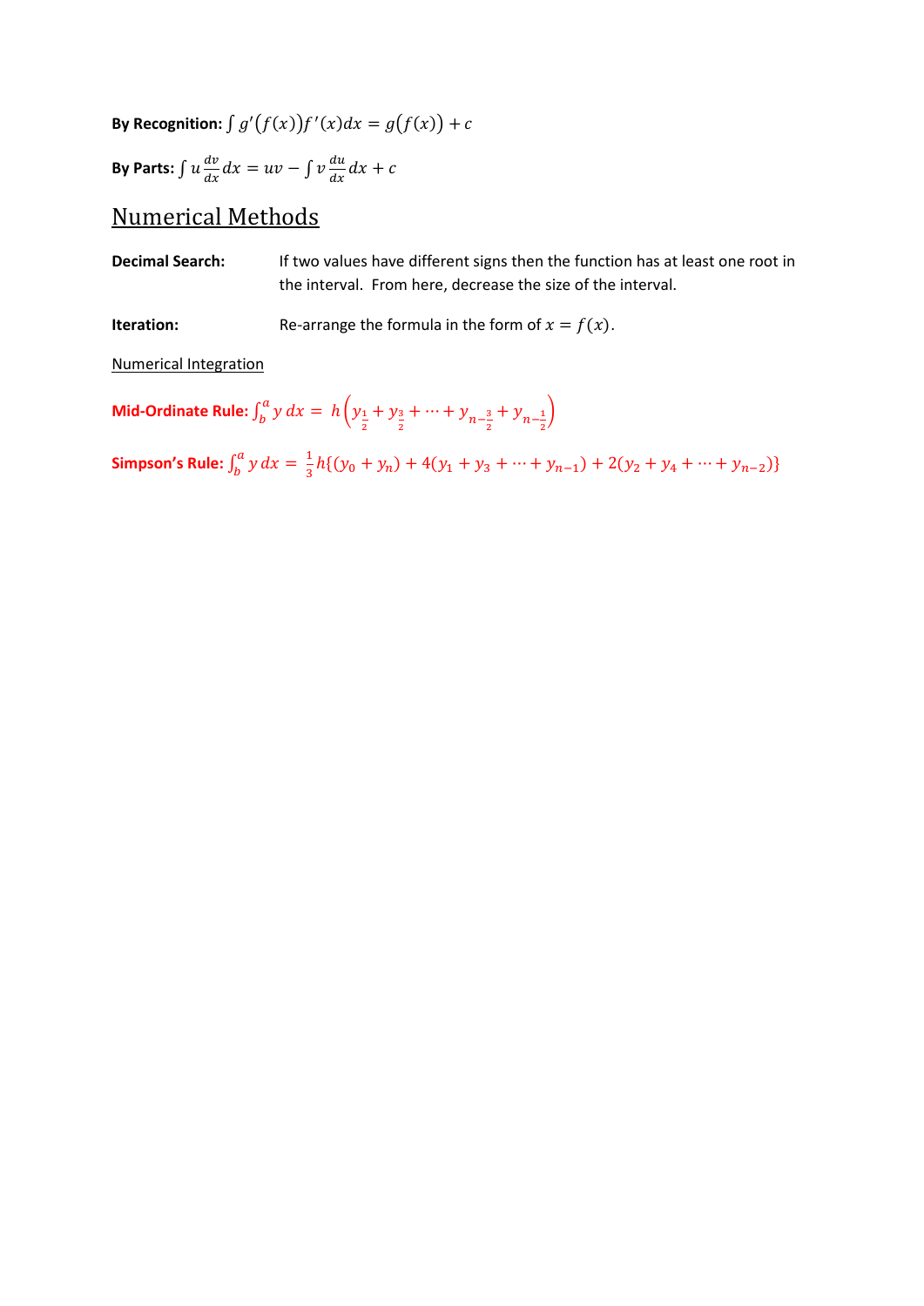**By Recognition:** $\int g'\big(f(x)\big)f'(x)dx = g\big(f(x)\big) + c$

**By Parts:** $\int u\frac{dv}{dx}dx = uv - \int v\frac{du}{dx}dx + c$

## Numerical Methods

**Decimal Search:** If two values have different signs then the function has at least one root in the interval. From here, decrease the size of the interval.

**Iteration:** Re-arrange the formula in the form of $x = f(x)$.

Numerical Integration

**Mid-Ordinate Rule:** $\int_b^a y\,dx = h\left(y_{\frac{1}{2}} + y_{\frac{3}{2}} + \cdots + y_{n-\frac{3}{2}} + y_{n-\frac{1}{2}}\right)$

**Simpson's Rule:** $\int_b^a y\,dx = \frac{1}{3}h\{(y_0 + y_n) + 4(y_1 + y_3 + \cdots + y_{n-1}) + 2(y_2 + y_4 + \cdots + y_{n-2})\}$